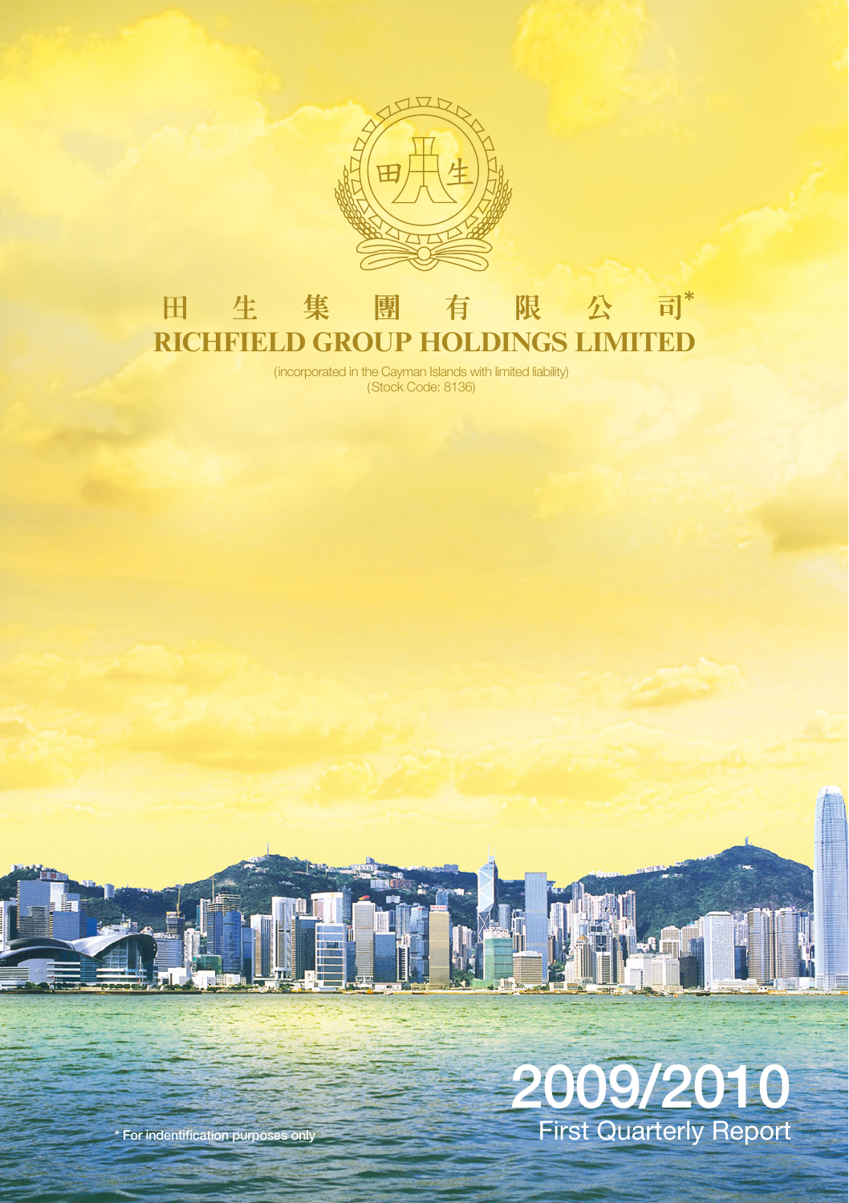# 田生集團有限公司*

# RICHFIELD GROUP HOLDINGS LIMITED

(incorporated in the Cayman Islands with limited liability)
(Stock Code: 8136)

## 2009/2010

## First Quarterly Report

* For indentification purposes only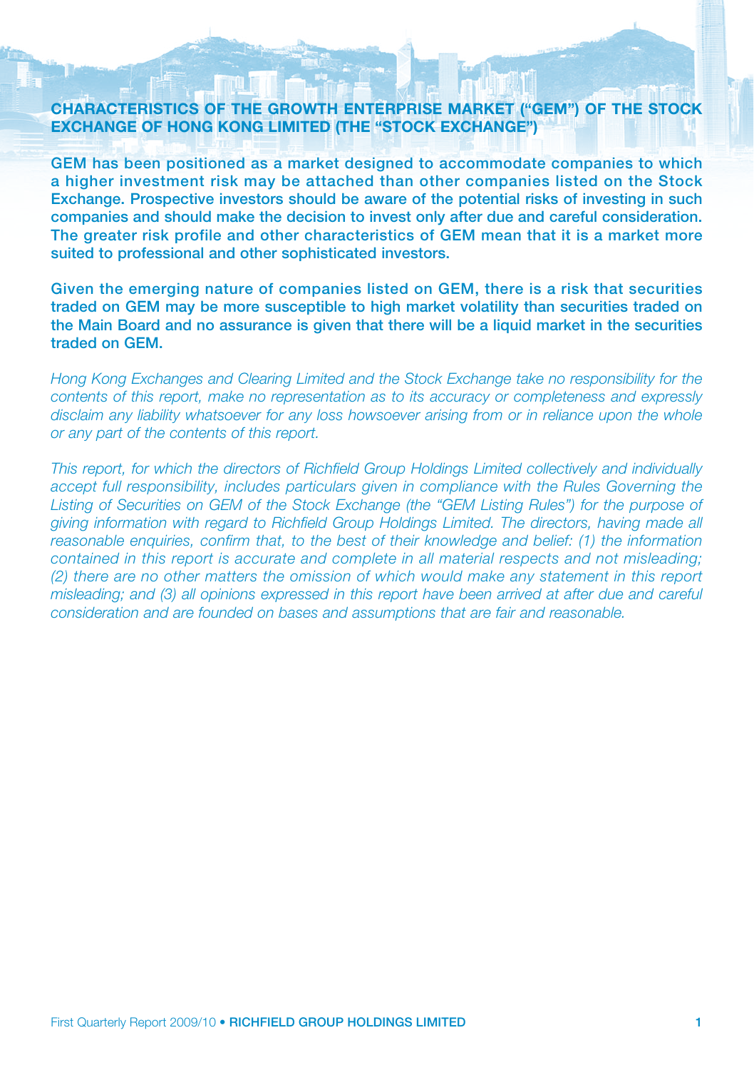## CHARACTERISTICS OF THE GROWTH ENTERPRISE MARKET ("GEM") OF THE STOCK EXCHANGE OF HONG KONG LIMITED (THE "STOCK EXCHANGE")

**GEM has been positioned as a market designed to accommodate companies to which a higher investment risk may be attached than other companies listed on the Stock Exchange. Prospective investors should be aware of the potential risks of investing in such companies and should make the decision to invest only after due and careful consideration. The greater risk profile and other characteristics of GEM mean that it is a market more suited to professional and other sophisticated investors.**

**Given the emerging nature of companies listed on GEM, there is a risk that securities traded on GEM may be more susceptible to high market volatility than securities traded on the Main Board and no assurance is given that there will be a liquid market in the securities traded on GEM.**

*Hong Kong Exchanges and Clearing Limited and the Stock Exchange take no responsibility for the contents of this report, make no representation as to its accuracy or completeness and expressly disclaim any liability whatsoever for any loss howsoever arising from or in reliance upon the whole or any part of the contents of this report.*

*This report, for which the directors of Richfield Group Holdings Limited collectively and individually accept full responsibility, includes particulars given in compliance with the Rules Governing the Listing of Securities on GEM of the Stock Exchange (the "GEM Listing Rules") for the purpose of giving information with regard to Richfield Group Holdings Limited. The directors, having made all reasonable enquiries, confirm that, to the best of their knowledge and belief: (1) the information contained in this report is accurate and complete in all material respects and not misleading; (2) there are no other matters the omission of which would make any statement in this report misleading; and (3) all opinions expressed in this report have been arrived at after due and careful consideration and are founded on bases and assumptions that are fair and reasonable.*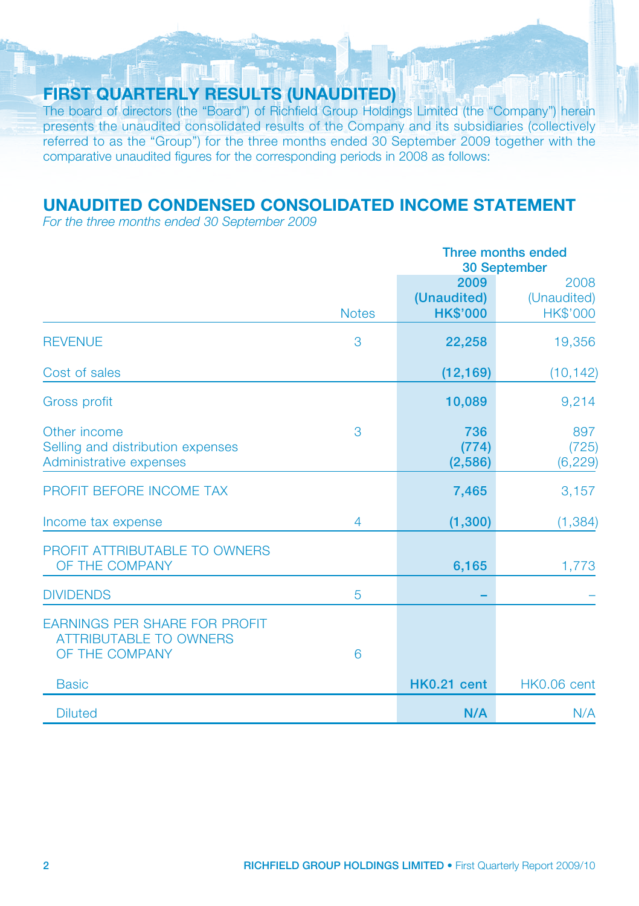## FIRST QUARTERLY RESULTS (UNAUDITED)

The board of directors (the "Board") of Richfield Group Holdings Limited (the "Company") herein presents the unaudited consolidated results of the Company and its subsidiaries (collectively referred to as the "Group") for the three months ended 30 September 2009 together with the comparative unaudited figures for the corresponding periods in 2008 as follows:

## UNAUDITED CONDENSED CONSOLIDATED INCOME STATEMENT

*For the three months ended 30 September 2009*

| | Notes | Three months ended 30 September | |
|---|---|---|---|
| | | **2009 (Unaudited) HK$'000** | 2008 (Unaudited) HK$'000 |
| REVENUE | 3 | **22,258** | 19,356 |
| Cost of sales | | **(12,169)** | (10,142) |
| Gross profit | | **10,089** | 9,214 |
| Other income | 3 | **736** | 897 |
| Selling and distribution expenses | | **(774)** | (725) |
| Administrative expenses | | **(2,586)** | (6,229) |
| PROFIT BEFORE INCOME TAX | | **7,465** | 3,157 |
| Income tax expense | 4 | **(1,300)** | (1,384) |
| PROFIT ATTRIBUTABLE TO OWNERS OF THE COMPANY | | **6,165** | 1,773 |
| DIVIDENDS | 5 | **–** | – |
| EARNINGS PER SHARE FOR PROFIT ATTRIBUTABLE TO OWNERS OF THE COMPANY | 6 | | |
| Basic | | **HK0.21 cent** | HK0.06 cent |
| Diluted | | **N/A** | N/A |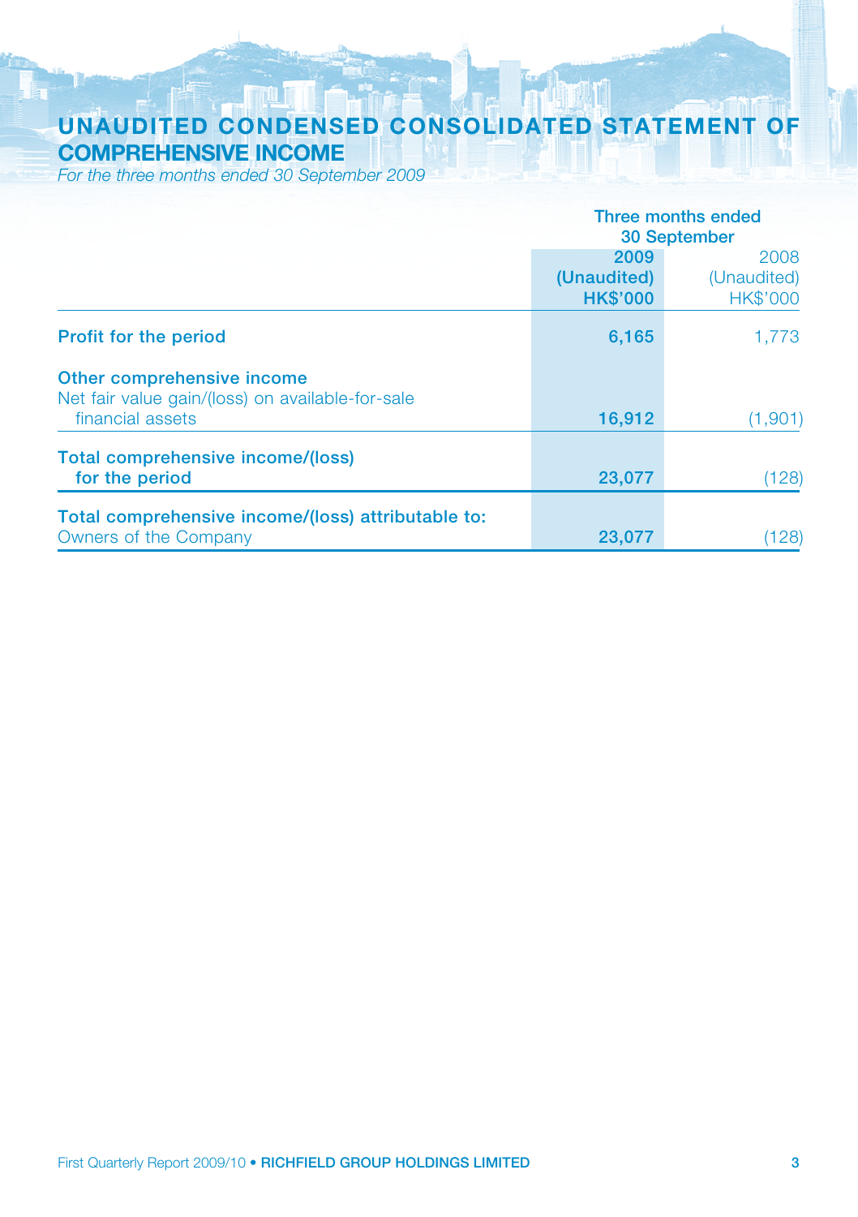# UNAUDITED CONDENSED CONSOLIDATED STATEMENT OF COMPREHENSIVE INCOME

*For the three months ended 30 September 2009*

| | Three months ended 30 September | |
|---|---|---|
| | **2009** | 2008 |
| | **(Unaudited)** | (Unaudited) |
| | **HK$'000** | HK$'000 |
| **Profit for the period** | **6,165** | 1,773 |
| **Other comprehensive income** | | |
| Net fair value gain/(loss) on available-for-sale financial assets | **16,912** | (1,901) |
| **Total comprehensive income/(loss) for the period** | **23,077** | (128) |
| **Total comprehensive income/(loss) attributable to:** | | |
| Owners of the Company | **23,077** | (128) |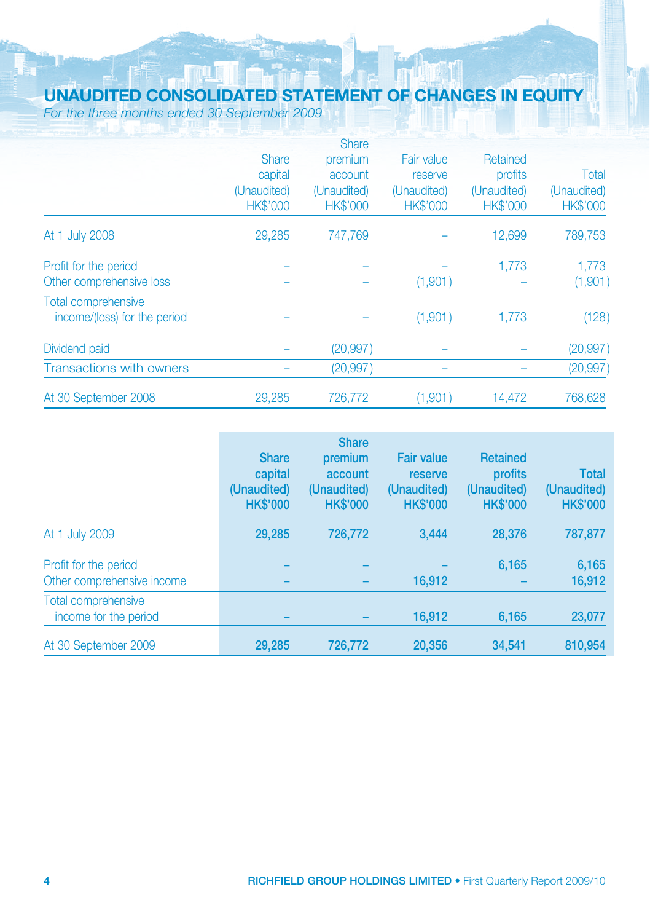# UNAUDITED CONSOLIDATED STATEMENT OF CHANGES IN EQUITY

*For the three months ended 30 September 2009*

| | Share capital (Unaudited) HK$'000 | Share premium account (Unaudited) HK$'000 | Fair value reserve (Unaudited) HK$'000 | Retained profits (Unaudited) HK$'000 | Total (Unaudited) HK$'000 |
|---|---|---|---|---|---|
| At 1 July 2008 | 29,285 | 747,769 | – | 12,699 | 789,753 |
| Profit for the period | – | – | – | 1,773 | 1,773 |
| Other comprehensive loss | – | – | (1,901) | – | (1,901) |
| Total comprehensive income/(loss) for the period | – | – | (1,901) | 1,773 | (128) |
| Dividend paid | – | (20,997) | – | – | (20,997) |
| Transactions with owners | – | (20,997) | – | – | (20,997) |
| At 30 September 2008 | 29,285 | 726,772 | (1,901) | 14,472 | 768,628 |

| | **Share capital (Unaudited) HK$'000** | **Share premium account (Unaudited) HK$'000** | **Fair value reserve (Unaudited) HK$'000** | **Retained profits (Unaudited) HK$'000** | **Total (Unaudited) HK$'000** |
|---|---|---|---|---|---|
| At 1 July 2009 | **29,285** | **726,772** | **3,444** | **28,376** | **787,877** |
| Profit for the period | **–** | **–** | **–** | **6,165** | **6,165** |
| Other comprehensive income | **–** | **–** | **16,912** | **–** | **16,912** |
| Total comprehensive income for the period | **–** | **–** | **16,912** | **6,165** | **23,077** |
| At 30 September 2009 | **29,285** | **726,772** | **20,356** | **34,541** | **810,954** |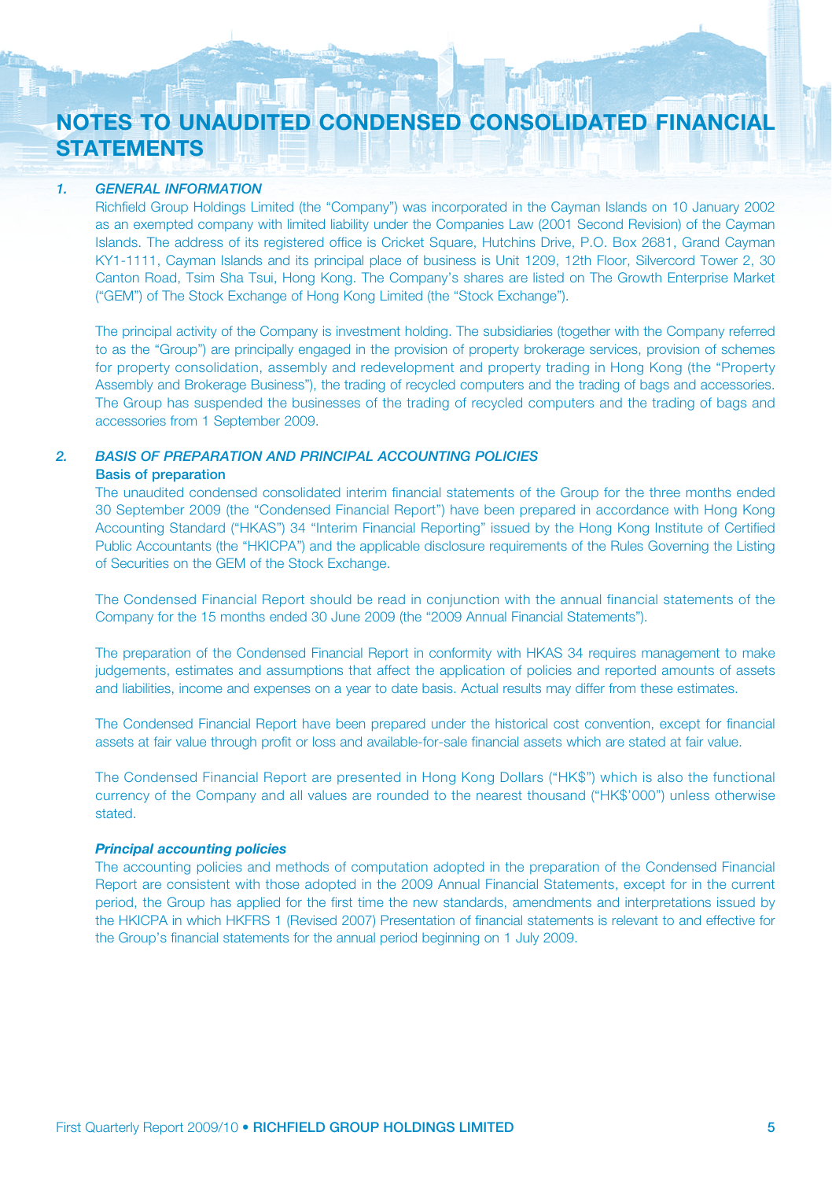# NOTES TO UNAUDITED CONDENSED CONSOLIDATED FINANCIAL STATEMENTS

## *1. GENERAL INFORMATION*

Richfield Group Holdings Limited (the "Company") was incorporated in the Cayman Islands on 10 January 2002 as an exempted company with limited liability under the Companies Law (2001 Second Revision) of the Cayman Islands. The address of its registered office is Cricket Square, Hutchins Drive, P.O. Box 2681, Grand Cayman KY1-1111, Cayman Islands and its principal place of business is Unit 1209, 12th Floor, Silvercord Tower 2, 30 Canton Road, Tsim Sha Tsui, Hong Kong. The Company's shares are listed on The Growth Enterprise Market ("GEM") of The Stock Exchange of Hong Kong Limited (the "Stock Exchange").

The principal activity of the Company is investment holding. The subsidiaries (together with the Company referred to as the "Group") are principally engaged in the provision of property brokerage services, provision of schemes for property consolidation, assembly and redevelopment and property trading in Hong Kong (the "Property Assembly and Brokerage Business"), the trading of recycled computers and the trading of bags and accessories. The Group has suspended the businesses of the trading of recycled computers and the trading of bags and accessories from 1 September 2009.

## *2. BASIS OF PREPARATION AND PRINCIPAL ACCOUNTING POLICIES*

**Basis of preparation**

The unaudited condensed consolidated interim financial statements of the Group for the three months ended 30 September 2009 (the "Condensed Financial Report") have been prepared in accordance with Hong Kong Accounting Standard ("HKAS") 34 "Interim Financial Reporting" issued by the Hong Kong Institute of Certified Public Accountants (the "HKICPA") and the applicable disclosure requirements of the Rules Governing the Listing of Securities on the GEM of the Stock Exchange.

The Condensed Financial Report should be read in conjunction with the annual financial statements of the Company for the 15 months ended 30 June 2009 (the "2009 Annual Financial Statements").

The preparation of the Condensed Financial Report in conformity with HKAS 34 requires management to make judgements, estimates and assumptions that affect the application of policies and reported amounts of assets and liabilities, income and expenses on a year to date basis. Actual results may differ from these estimates.

The Condensed Financial Report have been prepared under the historical cost convention, except for financial assets at fair value through profit or loss and available-for-sale financial assets which are stated at fair value.

The Condensed Financial Report are presented in Hong Kong Dollars ("HK$") which is also the functional currency of the Company and all values are rounded to the nearest thousand ("HK$'000") unless otherwise stated.

***Principal accounting policies***

The accounting policies and methods of computation adopted in the preparation of the Condensed Financial Report are consistent with those adopted in the 2009 Annual Financial Statements, except for in the current period, the Group has applied for the first time the new standards, amendments and interpretations issued by the HKICPA in which HKFRS 1 (Revised 2007) Presentation of financial statements is relevant to and effective for the Group's financial statements for the annual period beginning on 1 July 2009.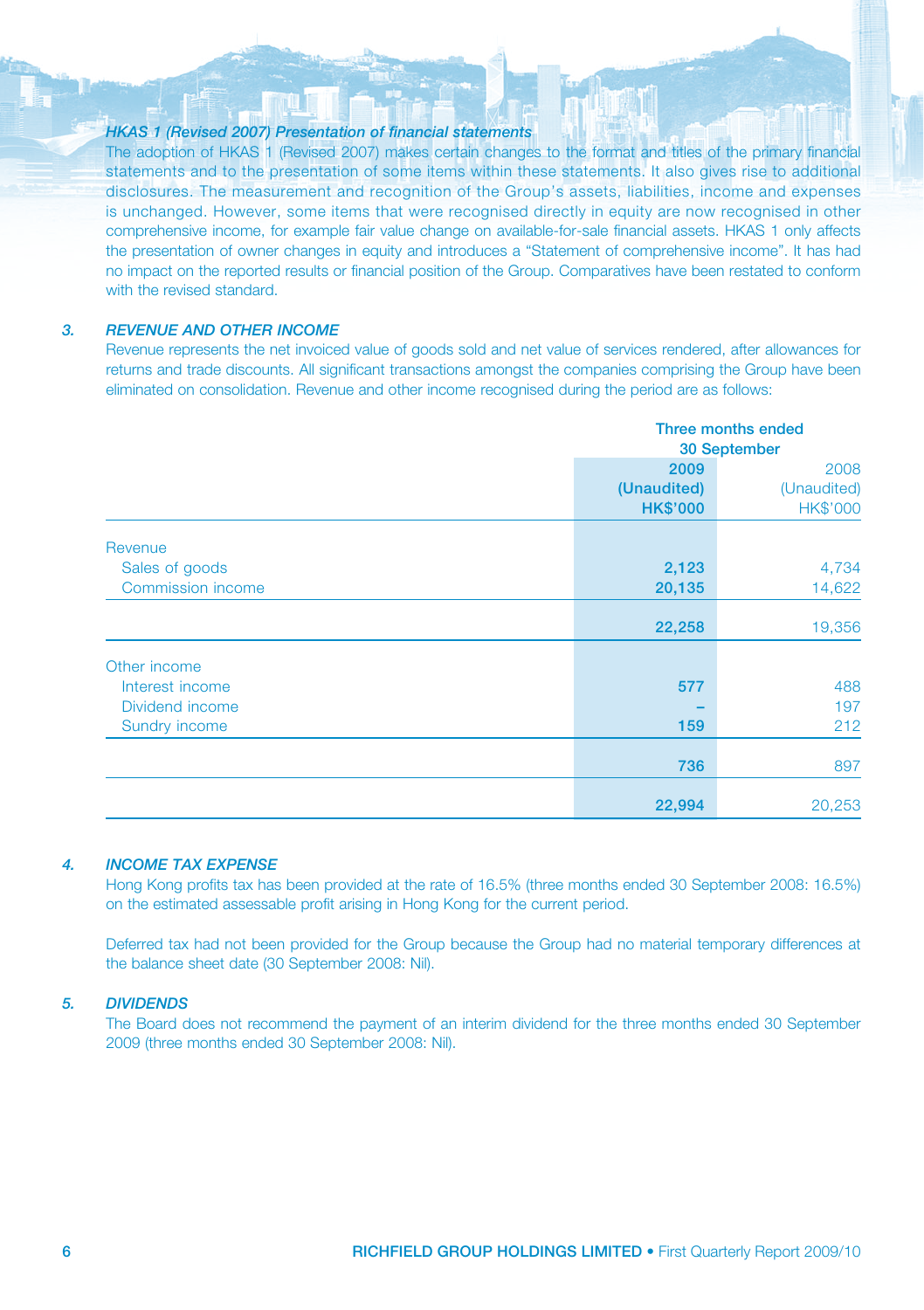*HKAS 1 (Revised 2007) Presentation of financial statements*

The adoption of HKAS 1 (Revised 2007) makes certain changes to the format and titles of the primary financial statements and to the presentation of some items within these statements. It also gives rise to additional disclosures. The measurement and recognition of the Group's assets, liabilities, income and expenses is unchanged. However, some items that were recognised directly in equity are now recognised in other comprehensive income, for example fair value change on available-for-sale financial assets. HKAS 1 only affects the presentation of owner changes in equity and introduces a "Statement of comprehensive income". It has had no impact on the reported results or financial position of the Group. Comparatives have been restated to conform with the revised standard.

## 3. REVENUE AND OTHER INCOME

Revenue represents the net invoiced value of goods sold and net value of services rendered, after allowances for returns and trade discounts. All significant transactions amongst the companies comprising the Group have been eliminated on consolidation. Revenue and other income recognised during the period are as follows:

| | Three months ended 30 September | |
|---|---|---|
| | **2009 (Unaudited) HK$'000** | 2008 (Unaudited) HK$'000 |
| Revenue | | |
| Sales of goods | **2,123** | 4,734 |
| Commission income | **20,135** | 14,622 |
| | **22,258** | 19,356 |
| Other income | | |
| Interest income | **577** | 488 |
| Dividend income | **–** | 197 |
| Sundry income | **159** | 212 |
| | **736** | 897 |
| | **22,994** | 20,253 |

## 4. INCOME TAX EXPENSE

Hong Kong profits tax has been provided at the rate of 16.5% (three months ended 30 September 2008: 16.5%) on the estimated assessable profit arising in Hong Kong for the current period.

Deferred tax had not been provided for the Group because the Group had no material temporary differences at the balance sheet date (30 September 2008: Nil).

## 5. DIVIDENDS

The Board does not recommend the payment of an interim dividend for the three months ended 30 September 2009 (three months ended 30 September 2008: Nil).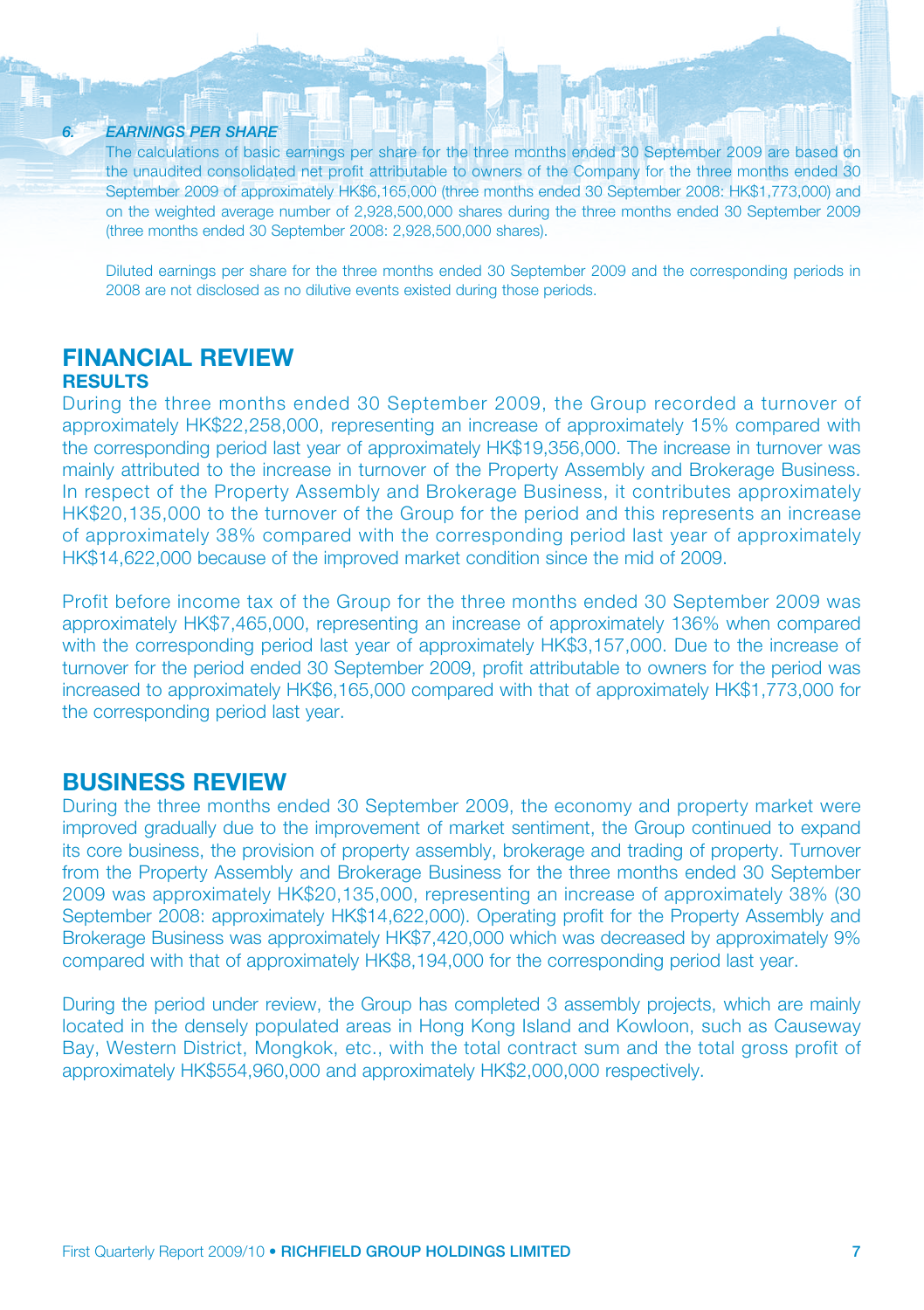6. *EARNINGS PER SHARE*

The calculations of basic earnings per share for the three months ended 30 September 2009 are based on the unaudited consolidated net profit attributable to owners of the Company for the three months ended 30 September 2009 of approximately HK$6,165,000 (three months ended 30 September 2008: HK$1,773,000) and on the weighted average number of 2,928,500,000 shares during the three months ended 30 September 2009 (three months ended 30 September 2008: 2,928,500,000 shares).

Diluted earnings per share for the three months ended 30 September 2009 and the corresponding periods in 2008 are not disclosed as no dilutive events existed during those periods.

## FINANCIAL REVIEW

### RESULTS

During the three months ended 30 September 2009, the Group recorded a turnover of approximately HK$22,258,000, representing an increase of approximately 15% compared with the corresponding period last year of approximately HK$19,356,000. The increase in turnover was mainly attributed to the increase in turnover of the Property Assembly and Brokerage Business. In respect of the Property Assembly and Brokerage Business, it contributes approximately HK$20,135,000 to the turnover of the Group for the period and this represents an increase of approximately 38% compared with the corresponding period last year of approximately HK$14,622,000 because of the improved market condition since the mid of 2009.

Profit before income tax of the Group for the three months ended 30 September 2009 was approximately HK$7,465,000, representing an increase of approximately 136% when compared with the corresponding period last year of approximately HK$3,157,000. Due to the increase of turnover for the period ended 30 September 2009, profit attributable to owners for the period was increased to approximately HK$6,165,000 compared with that of approximately HK$1,773,000 for the corresponding period last year.

## BUSINESS REVIEW

During the three months ended 30 September 2009, the economy and property market were improved gradually due to the improvement of market sentiment, the Group continued to expand its core business, the provision of property assembly, brokerage and trading of property. Turnover from the Property Assembly and Brokerage Business for the three months ended 30 September 2009 was approximately HK$20,135,000, representing an increase of approximately 38% (30 September 2008: approximately HK$14,622,000). Operating profit for the Property Assembly and Brokerage Business was approximately HK$7,420,000 which was decreased by approximately 9% compared with that of approximately HK$8,194,000 for the corresponding period last year.

During the period under review, the Group has completed 3 assembly projects, which are mainly located in the densely populated areas in Hong Kong Island and Kowloon, such as Causeway Bay, Western District, Mongkok, etc., with the total contract sum and the total gross profit of approximately HK$554,960,000 and approximately HK$2,000,000 respectively.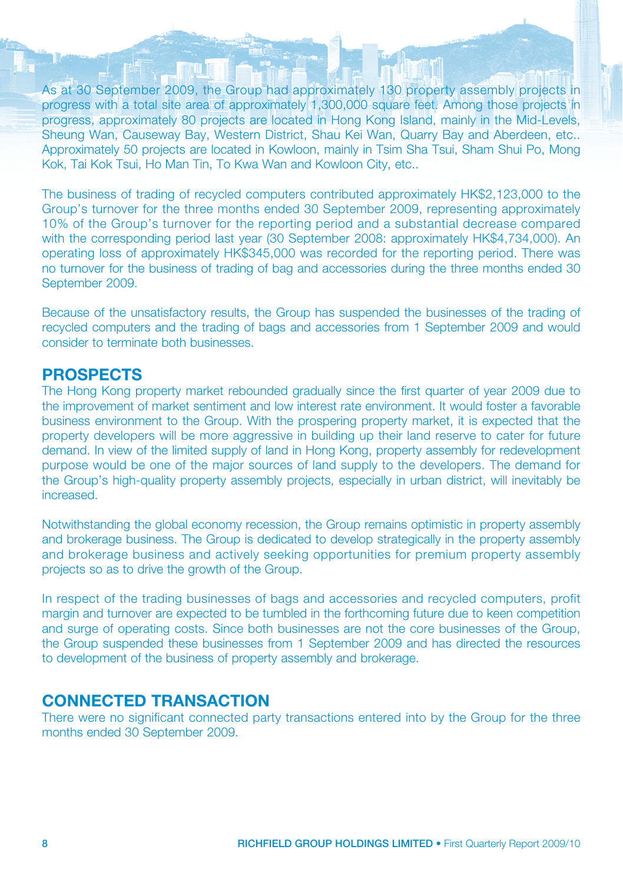As at 30 September 2009, the Group had approximately 130 property assembly projects in progress with a total site area of approximately 1,300,000 square feet. Among those projects in progress, approximately 80 projects are located in Hong Kong Island, mainly in the Mid-Levels, Sheung Wan, Causeway Bay, Western District, Shau Kei Wan, Quarry Bay and Aberdeen, etc.. Approximately 50 projects are located in Kowloon, mainly in Tsim Sha Tsui, Sham Shui Po, Mong Kok, Tai Kok Tsui, Ho Man Tin, To Kwa Wan and Kowloon City, etc..

The business of trading of recycled computers contributed approximately HK$2,123,000 to the Group's turnover for the three months ended 30 September 2009, representing approximately 10% of the Group's turnover for the reporting period and a substantial decrease compared with the corresponding period last year (30 September 2008: approximately HK$4,734,000). An operating loss of approximately HK$345,000 was recorded for the reporting period. There was no turnover for the business of trading of bag and accessories during the three months ended 30 September 2009.

Because of the unsatisfactory results, the Group has suspended the businesses of the trading of recycled computers and the trading of bags and accessories from 1 September 2009 and would consider to terminate both businesses.

## PROSPECTS

The Hong Kong property market rebounded gradually since the first quarter of year 2009 due to the improvement of market sentiment and low interest rate environment. It would foster a favorable business environment to the Group. With the prospering property market, it is expected that the property developers will be more aggressive in building up their land reserve to cater for future demand. In view of the limited supply of land in Hong Kong, property assembly for redevelopment purpose would be one of the major sources of land supply to the developers. The demand for the Group's high-quality property assembly projects, especially in urban district, will inevitably be increased.

Notwithstanding the global economy recession, the Group remains optimistic in property assembly and brokerage business. The Group is dedicated to develop strategically in the property assembly and brokerage business and actively seeking opportunities for premium property assembly projects so as to drive the growth of the Group.

In respect of the trading businesses of bags and accessories and recycled computers, profit margin and turnover are expected to be tumbled in the forthcoming future due to keen competition and surge of operating costs. Since both businesses are not the core businesses of the Group, the Group suspended these businesses from 1 September 2009 and has directed the resources to development of the business of property assembly and brokerage.

## CONNECTED TRANSACTION

There were no significant connected party transactions entered into by the Group for the three months ended 30 September 2009.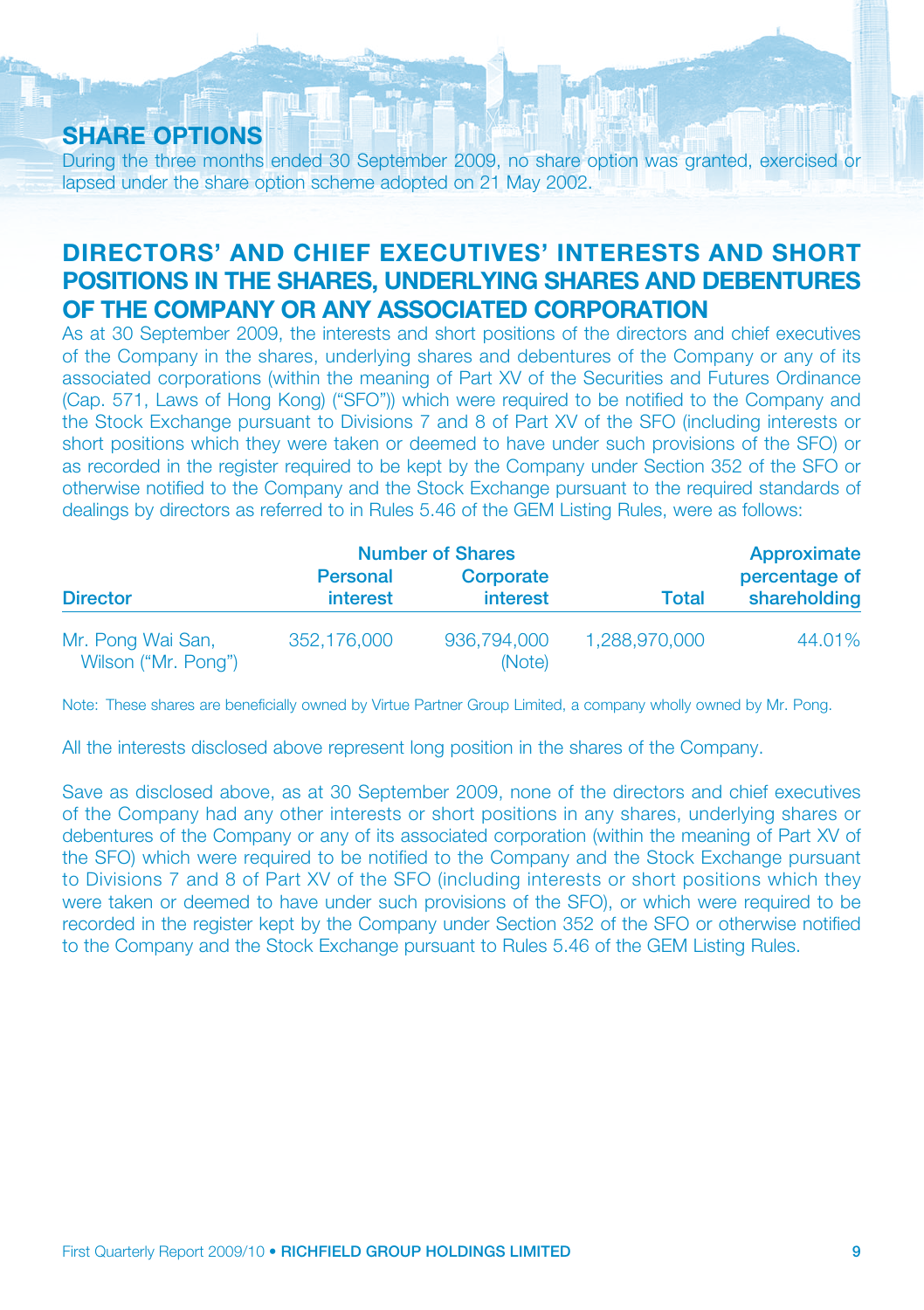## SHARE OPTIONS

During the three months ended 30 September 2009, no share option was granted, exercised or lapsed under the share option scheme adopted on 21 May 2002.

## DIRECTORS' AND CHIEF EXECUTIVES' INTERESTS AND SHORT POSITIONS IN THE SHARES, UNDERLYING SHARES AND DEBENTURES OF THE COMPANY OR ANY ASSOCIATED CORPORATION

As at 30 September 2009, the interests and short positions of the directors and chief executives of the Company in the shares, underlying shares and debentures of the Company or any of its associated corporations (within the meaning of Part XV of the Securities and Futures Ordinance (Cap. 571, Laws of Hong Kong) ("SFO")) which were required to be notified to the Company and the Stock Exchange pursuant to Divisions 7 and 8 of Part XV of the SFO (including interests or short positions which they were taken or deemed to have under such provisions of the SFO) or as recorded in the register required to be kept by the Company under Section 352 of the SFO or otherwise notified to the Company and the Stock Exchange pursuant to the required standards of dealings by directors as referred to in Rules 5.46 of the GEM Listing Rules, were as follows:

| Director | Number of Shares | | | Approximate percentage of shareholding |
|---|---|---|---|---|
| | Personal interest | Corporate interest | Total | |
| Mr. Pong Wai San, Wilson ("Mr. Pong") | 352,176,000 | 936,794,000 (Note) | 1,288,970,000 | 44.01% |

Note: These shares are beneficially owned by Virtue Partner Group Limited, a company wholly owned by Mr. Pong.

All the interests disclosed above represent long position in the shares of the Company.

Save as disclosed above, as at 30 September 2009, none of the directors and chief executives of the Company had any other interests or short positions in any shares, underlying shares or debentures of the Company or any of its associated corporation (within the meaning of Part XV of the SFO) which were required to be notified to the Company and the Stock Exchange pursuant to Divisions 7 and 8 of Part XV of the SFO (including interests or short positions which they were taken or deemed to have under such provisions of the SFO), or which were required to be recorded in the register kept by the Company under Section 352 of the SFO or otherwise notified to the Company and the Stock Exchange pursuant to Rules 5.46 of the GEM Listing Rules.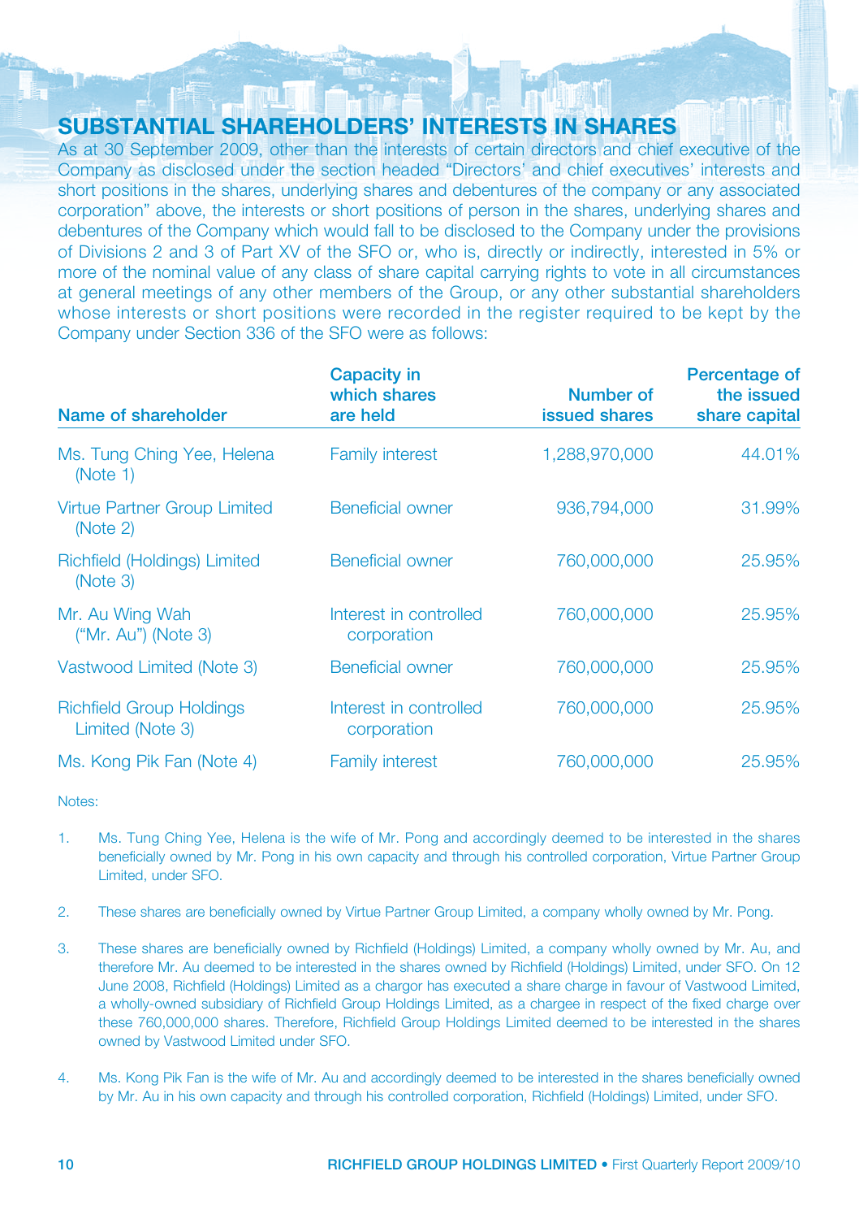## SUBSTANTIAL SHAREHOLDERS' INTERESTS IN SHARES

As at 30 September 2009, other than the interests of certain directors and chief executive of the Company as disclosed under the section headed "Directors' and chief executives' interests and short positions in the shares, underlying shares and debentures of the company or any associated corporation" above, the interests or short positions of person in the shares, underlying shares and debentures of the Company which would fall to be disclosed to the Company under the provisions of Divisions 2 and 3 of Part XV of the SFO or, who is, directly or indirectly, interested in 5% or more of the nominal value of any class of share capital carrying rights to vote in all circumstances at general meetings of any other members of the Group, or any other substantial shareholders whose interests or short positions were recorded in the register required to be kept by the Company under Section 336 of the SFO were as follows:

| Name of shareholder | Capacity in which shares are held | Number of issued shares | Percentage of the issued share capital |
|---|---|---|---|
| Ms. Tung Ching Yee, Helena (Note 1) | Family interest | 1,288,970,000 | 44.01% |
| Virtue Partner Group Limited (Note 2) | Beneficial owner | 936,794,000 | 31.99% |
| Richfield (Holdings) Limited (Note 3) | Beneficial owner | 760,000,000 | 25.95% |
| Mr. Au Wing Wah ("Mr. Au") (Note 3) | Interest in controlled corporation | 760,000,000 | 25.95% |
| Vastwood Limited (Note 3) | Beneficial owner | 760,000,000 | 25.95% |
| Richfield Group Holdings Limited (Note 3) | Interest in controlled corporation | 760,000,000 | 25.95% |
| Ms. Kong Pik Fan (Note 4) | Family interest | 760,000,000 | 25.95% |

Notes:

1. Ms. Tung Ching Yee, Helena is the wife of Mr. Pong and accordingly deemed to be interested in the shares beneficially owned by Mr. Pong in his own capacity and through his controlled corporation, Virtue Partner Group Limited, under SFO.

2. These shares are beneficially owned by Virtue Partner Group Limited, a company wholly owned by Mr. Pong.

3. These shares are beneficially owned by Richfield (Holdings) Limited, a company wholly owned by Mr. Au, and therefore Mr. Au deemed to be interested in the shares owned by Richfield (Holdings) Limited, under SFO. On 12 June 2008, Richfield (Holdings) Limited as a chargor has executed a share charge in favour of Vastwood Limited, a wholly-owned subsidiary of Richfield Group Holdings Limited, as a chargee in respect of the fixed charge over these 760,000,000 shares. Therefore, Richfield Group Holdings Limited deemed to be interested in the shares owned by Vastwood Limited under SFO.

4. Ms. Kong Pik Fan is the wife of Mr. Au and accordingly deemed to be interested in the shares beneficially owned by Mr. Au in his own capacity and through his controlled corporation, Richfield (Holdings) Limited, under SFO.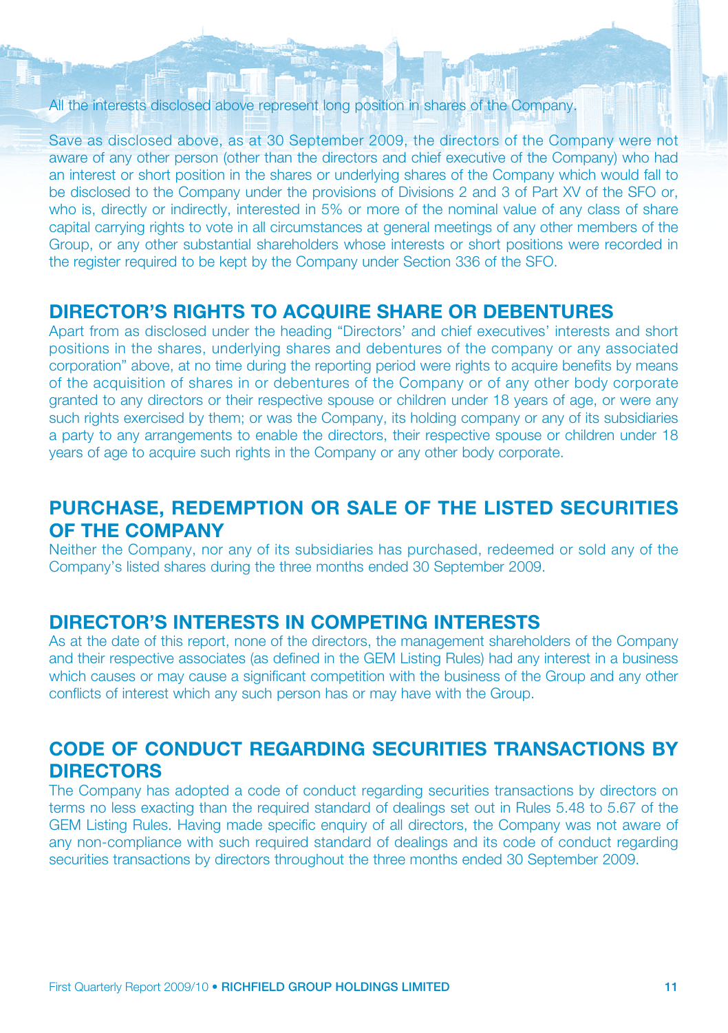All the interests disclosed above represent long position in shares of the Company.

Save as disclosed above, as at 30 September 2009, the directors of the Company were not aware of any other person (other than the directors and chief executive of the Company) who had an interest or short position in the shares or underlying shares of the Company which would fall to be disclosed to the Company under the provisions of Divisions 2 and 3 of Part XV of the SFO or, who is, directly or indirectly, interested in 5% or more of the nominal value of any class of share capital carrying rights to vote in all circumstances at general meetings of any other members of the Group, or any other substantial shareholders whose interests or short positions were recorded in the register required to be kept by the Company under Section 336 of the SFO.

## DIRECTOR'S RIGHTS TO ACQUIRE SHARE OR DEBENTURES

Apart from as disclosed under the heading "Directors' and chief executives' interests and short positions in the shares, underlying shares and debentures of the company or any associated corporation" above, at no time during the reporting period were rights to acquire benefits by means of the acquisition of shares in or debentures of the Company or of any other body corporate granted to any directors or their respective spouse or children under 18 years of age, or were any such rights exercised by them; or was the Company, its holding company or any of its subsidiaries a party to any arrangements to enable the directors, their respective spouse or children under 18 years of age to acquire such rights in the Company or any other body corporate.

## PURCHASE, REDEMPTION OR SALE OF THE LISTED SECURITIES OF THE COMPANY

Neither the Company, nor any of its subsidiaries has purchased, redeemed or sold any of the Company's listed shares during the three months ended 30 September 2009.

## DIRECTOR'S INTERESTS IN COMPETING INTERESTS

As at the date of this report, none of the directors, the management shareholders of the Company and their respective associates (as defined in the GEM Listing Rules) had any interest in a business which causes or may cause a significant competition with the business of the Group and any other conflicts of interest which any such person has or may have with the Group.

## CODE OF CONDUCT REGARDING SECURITIES TRANSACTIONS BY DIRECTORS

The Company has adopted a code of conduct regarding securities transactions by directors on terms no less exacting than the required standard of dealings set out in Rules 5.48 to 5.67 of the GEM Listing Rules. Having made specific enquiry of all directors, the Company was not aware of any non-compliance with such required standard of dealings and its code of conduct regarding securities transactions by directors throughout the three months ended 30 September 2009.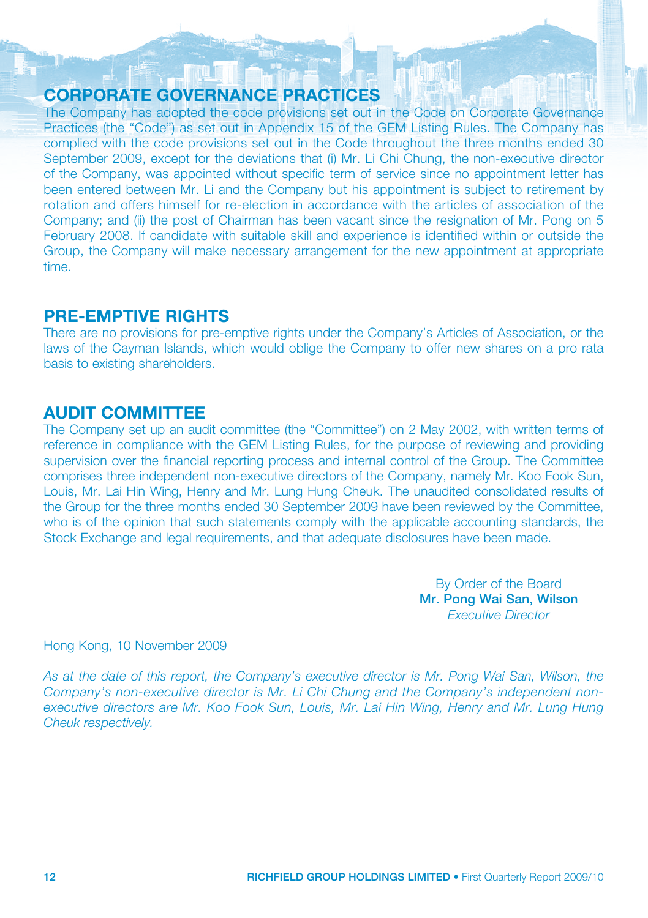## CORPORATE GOVERNANCE PRACTICES

The Company has adopted the code provisions set out in the Code on Corporate Governance Practices (the "Code") as set out in Appendix 15 of the GEM Listing Rules. The Company has complied with the code provisions set out in the Code throughout the three months ended 30 September 2009, except for the deviations that (i) Mr. Li Chi Chung, the non-executive director of the Company, was appointed without specific term of service since no appointment letter has been entered between Mr. Li and the Company but his appointment is subject to retirement by rotation and offers himself for re-election in accordance with the articles of association of the Company; and (ii) the post of Chairman has been vacant since the resignation of Mr. Pong on 5 February 2008. If candidate with suitable skill and experience is identified within or outside the Group, the Company will make necessary arrangement for the new appointment at appropriate time.

## PRE-EMPTIVE RIGHTS

There are no provisions for pre-emptive rights under the Company's Articles of Association, or the laws of the Cayman Islands, which would oblige the Company to offer new shares on a pro rata basis to existing shareholders.

## AUDIT COMMITTEE

The Company set up an audit committee (the "Committee") on 2 May 2002, with written terms of reference in compliance with the GEM Listing Rules, for the purpose of reviewing and providing supervision over the financial reporting process and internal control of the Group. The Committee comprises three independent non-executive directors of the Company, namely Mr. Koo Fook Sun, Louis, Mr. Lai Hin Wing, Henry and Mr. Lung Hung Cheuk. The unaudited consolidated results of the Group for the three months ended 30 September 2009 have been reviewed by the Committee, who is of the opinion that such statements comply with the applicable accounting standards, the Stock Exchange and legal requirements, and that adequate disclosures have been made.

By Order of the Board
**Mr. Pong Wai San, Wilson**
*Executive Director*

Hong Kong, 10 November 2009

*As at the date of this report, the Company's executive director is Mr. Pong Wai San, Wilson, the Company's non-executive director is Mr. Li Chi Chung and the Company's independent non-executive directors are Mr. Koo Fook Sun, Louis, Mr. Lai Hin Wing, Henry and Mr. Lung Hung Cheuk respectively.*